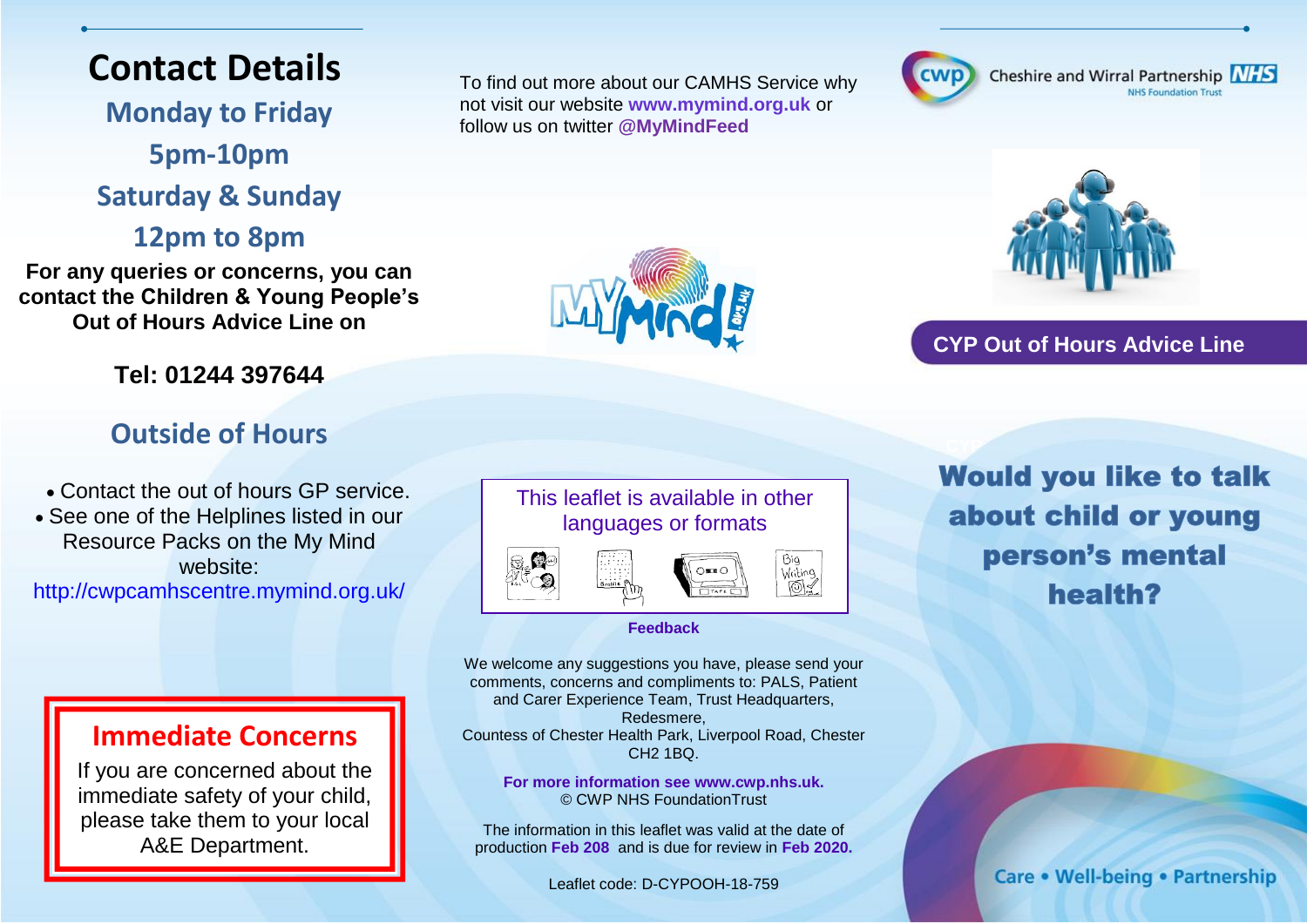# Contact Details

## Monday to Friday

## 5pm-10pm

## Saturday & Sunday

## 12pm to 8pm

**For any queries or concerns, you can contact the Children & Young People's Out of Hours Advice Line on**

**Tel: 01244 397644**

## Outside of Hours

- Contact the out of hours GP service.
- See one of the Helplines listed in our Resource Packs on the My Mind website: http://cwpcamhscentre.mymind.org.uk/

## Immediate Concerns

If you are concerned about the immediate safety of your child, please take them to your local A&E Department.

To find out more about our CAMHS Service why not visit our website **www.mymind.org.uk** or follow us on twitter **@MyMindFeed**

This leaflet is available in other languages or formats

**Feedback**

We welcome any suggestions you have, please send your comments, concerns and compliments to: PALS, Patient and Carer Experience Team, Trust Headquarters, Redesmere, Countess of Chester Health Park, Liverpool Road, Chester CH2 1BQ.

**For more information see www.cwp.nhs.uk.**
© CWP NHS FoundationTrust

The information in this leaflet was valid at the date of production **Feb 208** and is due for review in **Feb 2020.**

Leaflet code: D-CYPOOH-18-759

Cheshire and Wirral Partnership NHS Foundation Trust

**CYP Out of Hours Advice Line**

# Would you like to talk about child or young person's mental health?

Care • Well-being • Partnership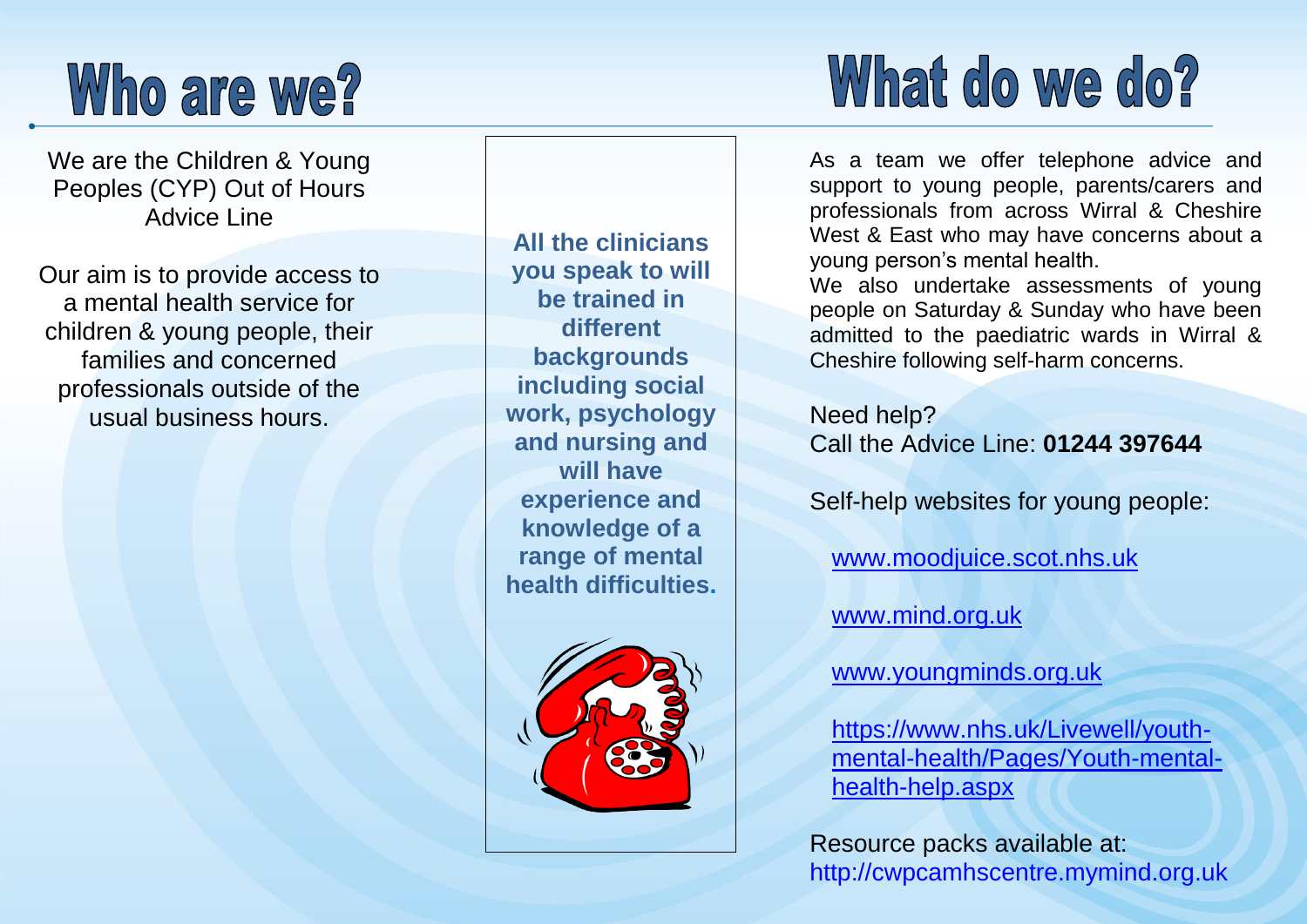# Who are we?

We are the Children & Young Peoples (CYP) Out of Hours Advice Line

Our aim is to provide access to a mental health service for children & young people, their families and concerned professionals outside of the usual business hours.

**All the clinicians you speak to will be trained in different backgrounds including social work, psychology and nursing and will have experience and knowledge of a range of mental health difficulties.**

# What do we do?

As a team we offer telephone advice and support to young people, parents/carers and professionals from across Wirral & Cheshire West & East who may have concerns about a young person's mental health.

We also undertake assessments of young people on Saturday & Sunday who have been admitted to the paediatric wards in Wirral & Cheshire following self-harm concerns.

Need help?
Call the Advice Line: **01244 397644**

Self-help websites for young people:

www.moodjuice.scot.nhs.uk

www.mind.org.uk

www.youngminds.org.uk

https://www.nhs.uk/Livewell/youth-mental-health/Pages/Youth-mental-health-help.aspx

Resource packs available at:
http://cwpcamhscentre.mymind.org.uk